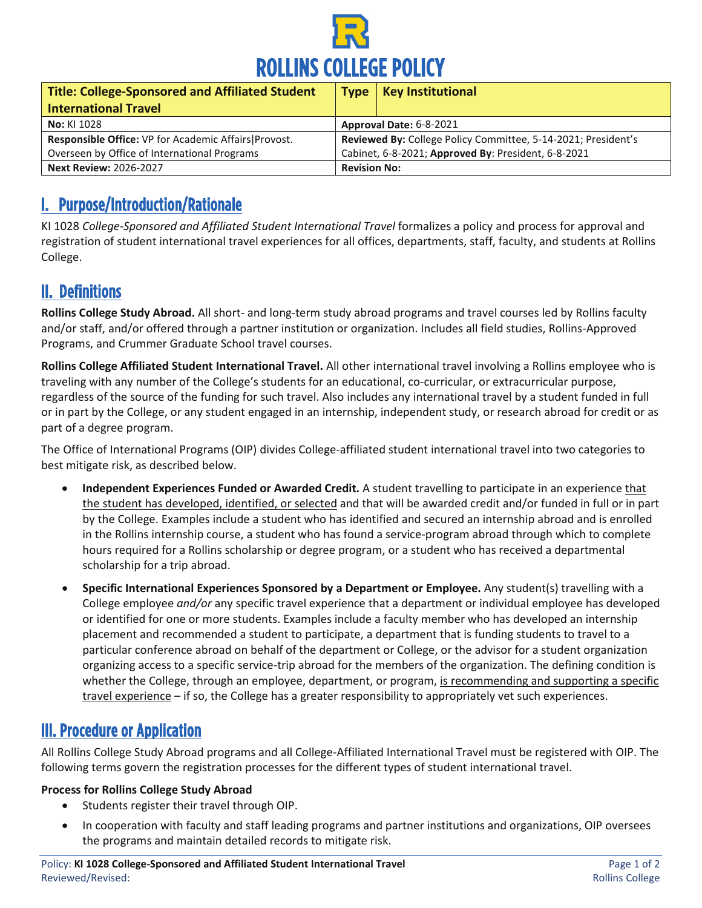# ROLLINS COLLEGE POLICY

| **Title: College-Sponsored and Affiliated Student International Travel** | **Type** | **Key Institutional** |
|---|---|---|
| **No:** KI 1028 | **Approval Date:** 6-8-2021 | |
| **Responsible Office:** VP for Academic Affairs\|Provost. Overseen by Office of International Programs | **Reviewed By:** College Policy Committee, 5-14-2021; President's Cabinet, 6-8-2021; **Approved By**: President, 6-8-2021 | |
| **Next Review:** 2026-2027 | **Revision No:** | |

## I. Purpose/Introduction/Rationale

KI 1028 *College-Sponsored and Affiliated Student International Travel* formalizes a policy and process for approval and registration of student international travel experiences for all offices, departments, staff, faculty, and students at Rollins College.

## II. Definitions

**Rollins College Study Abroad.** All short- and long-term study abroad programs and travel courses led by Rollins faculty and/or staff, and/or offered through a partner institution or organization. Includes all field studies, Rollins-Approved Programs, and Crummer Graduate School travel courses.

**Rollins College Affiliated Student International Travel.** All other international travel involving a Rollins employee who is traveling with any number of the College's students for an educational, co-curricular, or extracurricular purpose, regardless of the source of the funding for such travel. Also includes any international travel by a student funded in full or in part by the College, or any student engaged in an internship, independent study, or research abroad for credit or as part of a degree program.

The Office of International Programs (OIP) divides College-affiliated student international travel into two categories to best mitigate risk, as described below.

- **Independent Experiences Funded or Awarded Credit.** A student travelling to participate in an experience that the student has developed, identified, or selected and that will be awarded credit and/or funded in full or in part by the College. Examples include a student who has identified and secured an internship abroad and is enrolled in the Rollins internship course, a student who has found a service-program abroad through which to complete hours required for a Rollins scholarship or degree program, or a student who has received a departmental scholarship for a trip abroad.
- **Specific International Experiences Sponsored by a Department or Employee.** Any student(s) travelling with a College employee *and/or* any specific travel experience that a department or individual employee has developed or identified for one or more students. Examples include a faculty member who has developed an internship placement and recommended a student to participate, a department that is funding students to travel to a particular conference abroad on behalf of the department or College, or the advisor for a student organization organizing access to a specific service-trip abroad for the members of the organization. The defining condition is whether the College, through an employee, department, or program, is recommending and supporting a specific travel experience – if so, the College has a greater responsibility to appropriately vet such experiences.

## III. Procedure or Application

All Rollins College Study Abroad programs and all College-Affiliated International Travel must be registered with OIP. The following terms govern the registration processes for the different types of student international travel.

**Process for Rollins College Study Abroad**

- Students register their travel through OIP.
- In cooperation with faculty and staff leading programs and partner institutions and organizations, OIP oversees the programs and maintain detailed records to mitigate risk.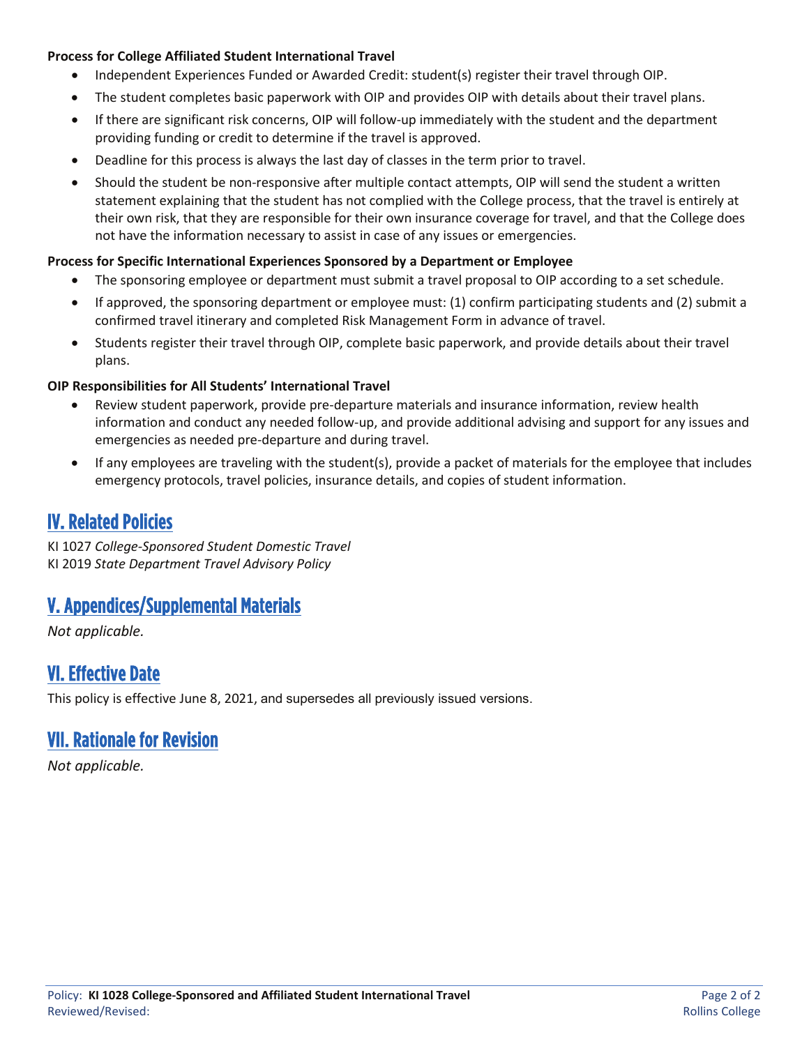**Process for College Affiliated Student International Travel**

- Independent Experiences Funded or Awarded Credit: student(s) register their travel through OIP.
- The student completes basic paperwork with OIP and provides OIP with details about their travel plans.
- If there are significant risk concerns, OIP will follow-up immediately with the student and the department providing funding or credit to determine if the travel is approved.
- Deadline for this process is always the last day of classes in the term prior to travel.
- Should the student be non-responsive after multiple contact attempts, OIP will send the student a written statement explaining that the student has not complied with the College process, that the travel is entirely at their own risk, that they are responsible for their own insurance coverage for travel, and that the College does not have the information necessary to assist in case of any issues or emergencies.

**Process for Specific International Experiences Sponsored by a Department or Employee**

- The sponsoring employee or department must submit a travel proposal to OIP according to a set schedule.
- If approved, the sponsoring department or employee must: (1) confirm participating students and (2) submit a confirmed travel itinerary and completed Risk Management Form in advance of travel.
- Students register their travel through OIP, complete basic paperwork, and provide details about their travel plans.

**OIP Responsibilities for All Students' International Travel**

- Review student paperwork, provide pre-departure materials and insurance information, review health information and conduct any needed follow-up, and provide additional advising and support for any issues and emergencies as needed pre-departure and during travel.
- If any employees are traveling with the student(s), provide a packet of materials for the employee that includes emergency protocols, travel policies, insurance details, and copies of student information.

## IV. Related Policies

KI 1027 *College-Sponsored Student Domestic Travel*
KI 2019 *State Department Travel Advisory Policy*

## V. Appendices/Supplemental Materials

*Not applicable.*

## VI. Effective Date

This policy is effective June 8, 2021, and supersedes all previously issued versions.

## VII. Rationale for Revision

*Not applicable.*